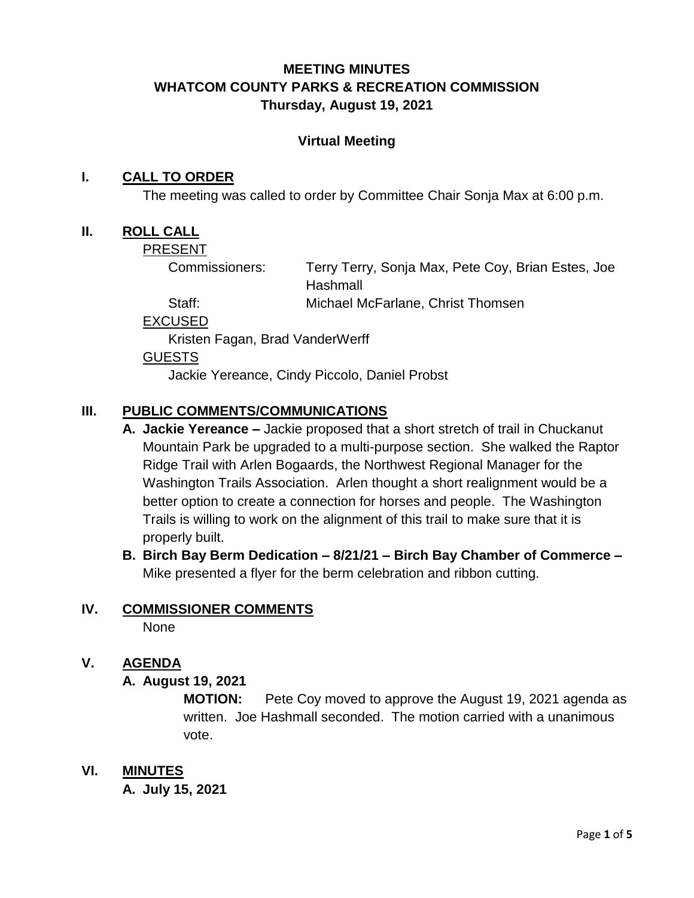# MEETING MINUTES
# WHATCOM COUNTY PARKS & RECREATION COMMISSION
## Thursday, August 19, 2021

### Virtual Meeting

## I. CALL TO ORDER

The meeting was called to order by Committee Chair Sonja Max at 6:00 p.m.

## II. ROLL CALL

PRESENT

Commissioners: Terry Terry, Sonja Max, Pete Coy, Brian Estes, Joe Hashmall

Staff: Michael McFarlane, Christ Thomsen

EXCUSED

Kristen Fagan, Brad VanderWerff

GUESTS

Jackie Yereance, Cindy Piccolo, Daniel Probst

## III. PUBLIC COMMENTS/COMMUNICATIONS

**A. Jackie Yereance –** Jackie proposed that a short stretch of trail in Chuckanut Mountain Park be upgraded to a multi-purpose section. She walked the Raptor Ridge Trail with Arlen Bogaards, the Northwest Regional Manager for the Washington Trails Association. Arlen thought a short realignment would be a better option to create a connection for horses and people. The Washington Trails is willing to work on the alignment of this trail to make sure that it is properly built.

**B. Birch Bay Berm Dedication – 8/21/21 – Birch Bay Chamber of Commerce –** Mike presented a flyer for the berm celebration and ribbon cutting.

## IV. COMMISSIONER COMMENTS

None

## V. AGENDA

**A. August 19, 2021**

**MOTION:** Pete Coy moved to approve the August 19, 2021 agenda as written. Joe Hashmall seconded. The motion carried with a unanimous vote.

## VI. MINUTES

**A. July 15, 2021**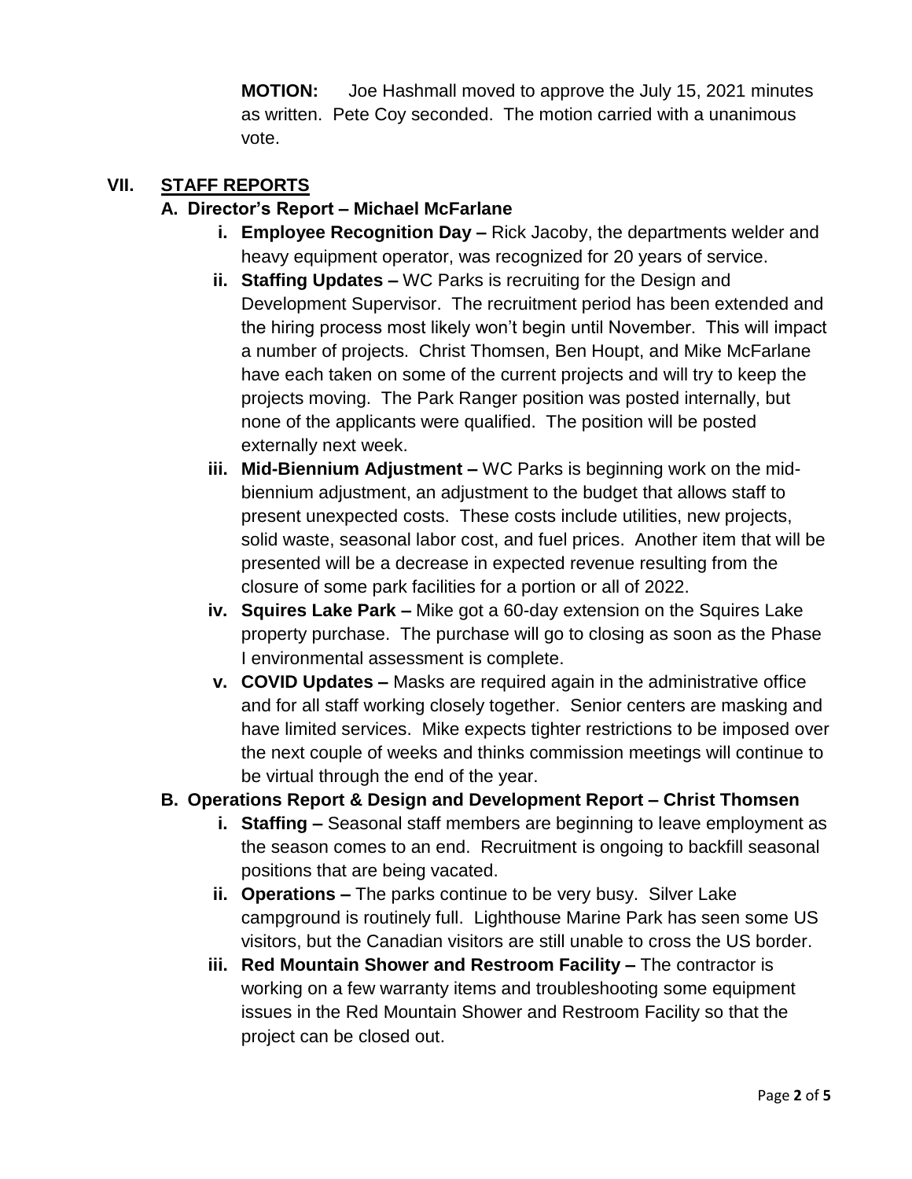**MOTION:** Joe Hashmall moved to approve the July 15, 2021 minutes as written. Pete Coy seconded. The motion carried with a unanimous vote.

## VII. STAFF REPORTS

### A. Director's Report – Michael McFarlane

- **i. Employee Recognition Day –** Rick Jacoby, the departments welder and heavy equipment operator, was recognized for 20 years of service.
- **ii. Staffing Updates –** WC Parks is recruiting for the Design and Development Supervisor. The recruitment period has been extended and the hiring process most likely won't begin until November. This will impact a number of projects. Christ Thomsen, Ben Houpt, and Mike McFarlane have each taken on some of the current projects and will try to keep the projects moving. The Park Ranger position was posted internally, but none of the applicants were qualified. The position will be posted externally next week.
- **iii. Mid-Biennium Adjustment –** WC Parks is beginning work on the mid-biennium adjustment, an adjustment to the budget that allows staff to present unexpected costs. These costs include utilities, new projects, solid waste, seasonal labor cost, and fuel prices. Another item that will be presented will be a decrease in expected revenue resulting from the closure of some park facilities for a portion or all of 2022.
- **iv. Squires Lake Park –** Mike got a 60-day extension on the Squires Lake property purchase. The purchase will go to closing as soon as the Phase I environmental assessment is complete.
- **v. COVID Updates –** Masks are required again in the administrative office and for all staff working closely together. Senior centers are masking and have limited services. Mike expects tighter restrictions to be imposed over the next couple of weeks and thinks commission meetings will continue to be virtual through the end of the year.

### B. Operations Report & Design and Development Report – Christ Thomsen

- **i. Staffing –** Seasonal staff members are beginning to leave employment as the season comes to an end. Recruitment is ongoing to backfill seasonal positions that are being vacated.
- **ii. Operations –** The parks continue to be very busy. Silver Lake campground is routinely full. Lighthouse Marine Park has seen some US visitors, but the Canadian visitors are still unable to cross the US border.
- **iii. Red Mountain Shower and Restroom Facility –** The contractor is working on a few warranty items and troubleshooting some equipment issues in the Red Mountain Shower and Restroom Facility so that the project can be closed out.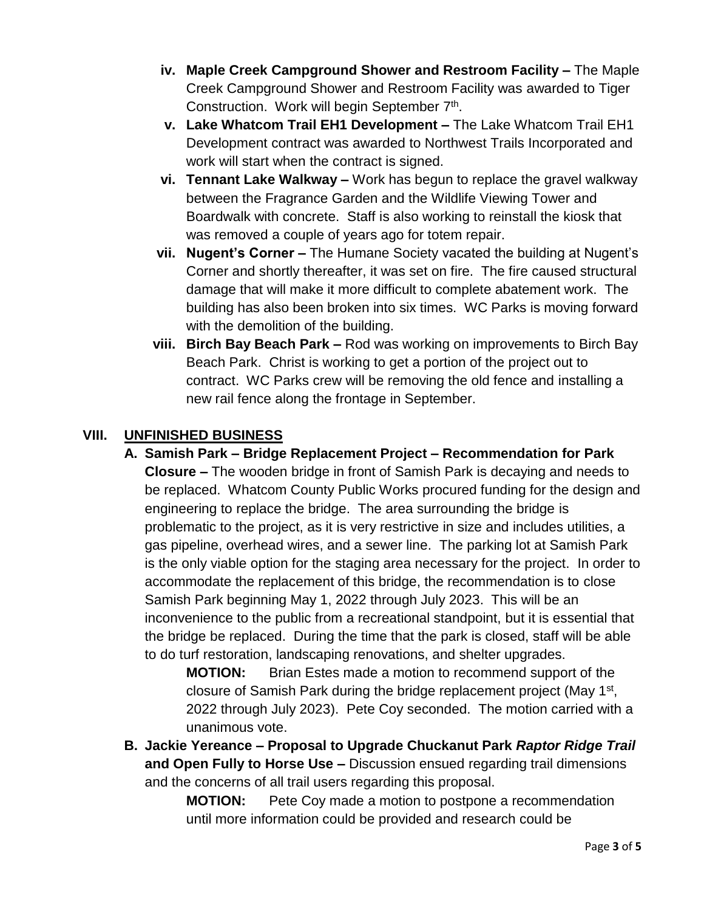iv. **Maple Creek Campground Shower and Restroom Facility –** The Maple Creek Campground Shower and Restroom Facility was awarded to Tiger Construction. Work will begin September 7th.

v. **Lake Whatcom Trail EH1 Development –** The Lake Whatcom Trail EH1 Development contract was awarded to Northwest Trails Incorporated and work will start when the contract is signed.

vi. **Tennant Lake Walkway –** Work has begun to replace the gravel walkway between the Fragrance Garden and the Wildlife Viewing Tower and Boardwalk with concrete. Staff is also working to reinstall the kiosk that was removed a couple of years ago for totem repair.

vii. **Nugent's Corner –** The Humane Society vacated the building at Nugent's Corner and shortly thereafter, it was set on fire. The fire caused structural damage that will make it more difficult to complete abatement work. The building has also been broken into six times. WC Parks is moving forward with the demolition of the building.

viii. **Birch Bay Beach Park –** Rod was working on improvements to Birch Bay Beach Park. Christ is working to get a portion of the project out to contract. WC Parks crew will be removing the old fence and installing a new rail fence along the frontage in September.

## VIII. UNFINISHED BUSINESS

**A. Samish Park – Bridge Replacement Project – Recommendation for Park Closure –** The wooden bridge in front of Samish Park is decaying and needs to be replaced. Whatcom County Public Works procured funding for the design and engineering to replace the bridge. The area surrounding the bridge is problematic to the project, as it is very restrictive in size and includes utilities, a gas pipeline, overhead wires, and a sewer line. The parking lot at Samish Park is the only viable option for the staging area necessary for the project. In order to accommodate the replacement of this bridge, the recommendation is to close Samish Park beginning May 1, 2022 through July 2023. This will be an inconvenience to the public from a recreational standpoint, but it is essential that the bridge be replaced. During the time that the park is closed, staff will be able to do turf restoration, landscaping renovations, and shelter upgrades.

> **MOTION:** Brian Estes made a motion to recommend support of the closure of Samish Park during the bridge replacement project (May 1st, 2022 through July 2023). Pete Coy seconded. The motion carried with a unanimous vote.

**B. Jackie Yereance – Proposal to Upgrade Chuckanut Park *Raptor Ridge Trail* and Open Fully to Horse Use –** Discussion ensued regarding trail dimensions and the concerns of all trail users regarding this proposal.

> **MOTION:** Pete Coy made a motion to postpone a recommendation until more information could be provided and research could be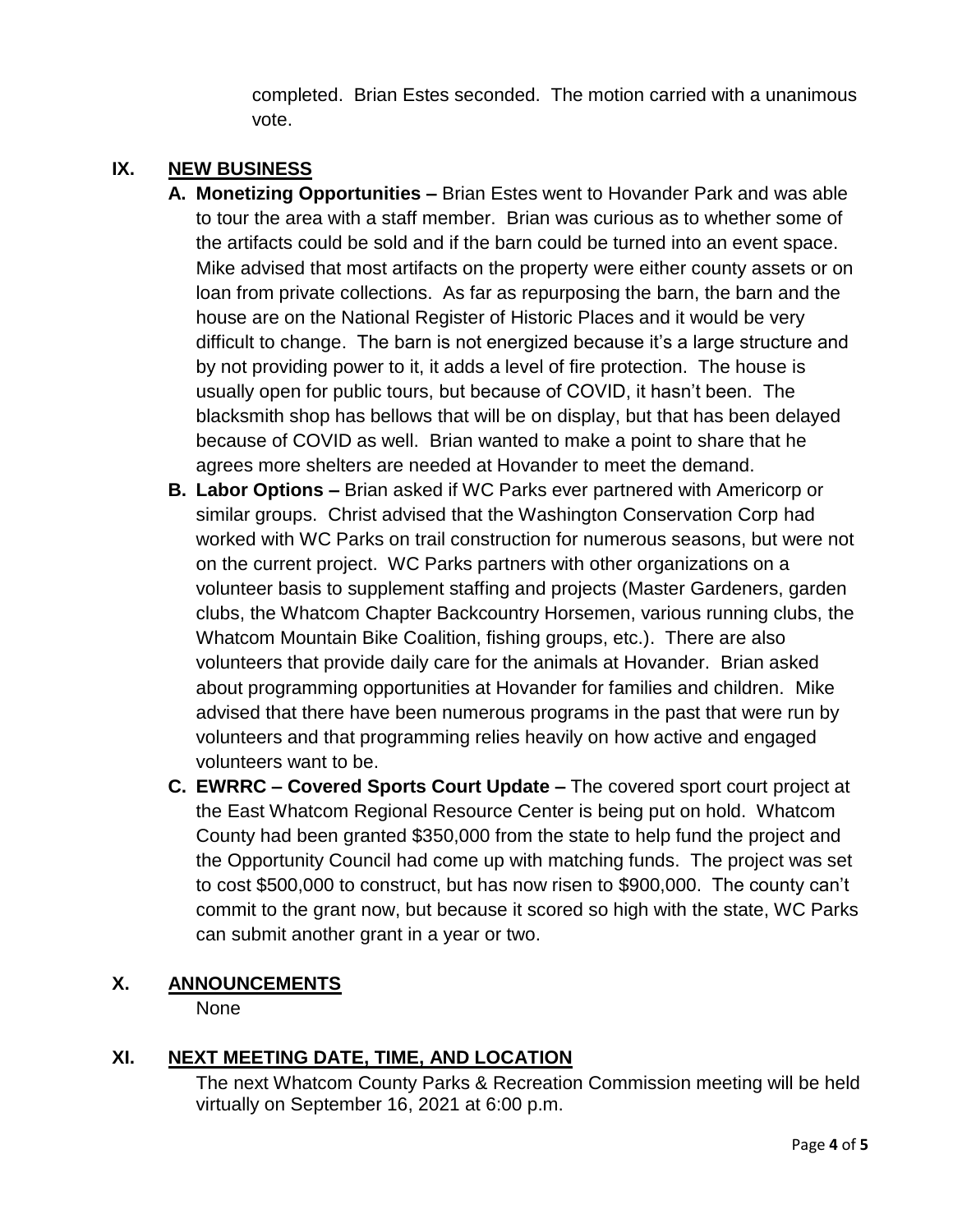completed. Brian Estes seconded. The motion carried with a unanimous vote.

## IX. NEW BUSINESS

**A. Monetizing Opportunities –** Brian Estes went to Hovander Park and was able to tour the area with a staff member. Brian was curious as to whether some of the artifacts could be sold and if the barn could be turned into an event space. Mike advised that most artifacts on the property were either county assets or on loan from private collections. As far as repurposing the barn, the barn and the house are on the National Register of Historic Places and it would be very difficult to change. The barn is not energized because it's a large structure and by not providing power to it, it adds a level of fire protection. The house is usually open for public tours, but because of COVID, it hasn't been. The blacksmith shop has bellows that will be on display, but that has been delayed because of COVID as well. Brian wanted to make a point to share that he agrees more shelters are needed at Hovander to meet the demand.

**B. Labor Options –** Brian asked if WC Parks ever partnered with Americorp or similar groups. Christ advised that the Washington Conservation Corp had worked with WC Parks on trail construction for numerous seasons, but were not on the current project. WC Parks partners with other organizations on a volunteer basis to supplement staffing and projects (Master Gardeners, garden clubs, the Whatcom Chapter Backcountry Horsemen, various running clubs, the Whatcom Mountain Bike Coalition, fishing groups, etc.). There are also volunteers that provide daily care for the animals at Hovander. Brian asked about programming opportunities at Hovander for families and children. Mike advised that there have been numerous programs in the past that were run by volunteers and that programming relies heavily on how active and engaged volunteers want to be.

**C. EWRRC – Covered Sports Court Update –** The covered sport court project at the East Whatcom Regional Resource Center is being put on hold. Whatcom County had been granted $350,000 from the state to help fund the project and the Opportunity Council had come up with matching funds. The project was set to cost $500,000 to construct, but has now risen to $900,000. The county can't commit to the grant now, but because it scored so high with the state, WC Parks can submit another grant in a year or two.

## X. ANNOUNCEMENTS

None

## XI. NEXT MEETING DATE, TIME, AND LOCATION

The next Whatcom County Parks & Recreation Commission meeting will be held virtually on September 16, 2021 at 6:00 p.m.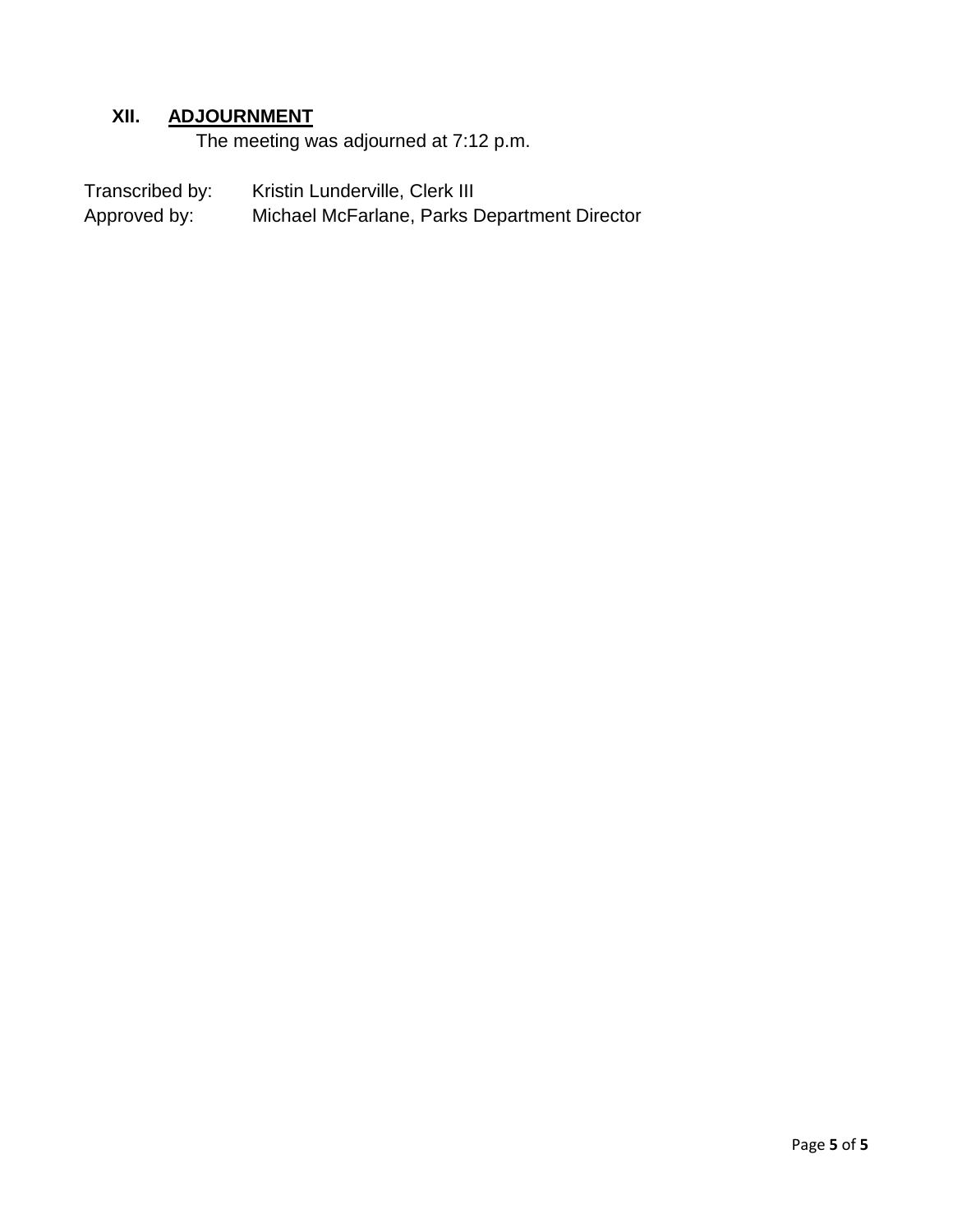## XII. ADJOURNMENT

The meeting was adjourned at 7:12 p.m.

Transcribed by: Kristin Lunderville, Clerk III
Approved by: Michael McFarlane, Parks Department Director